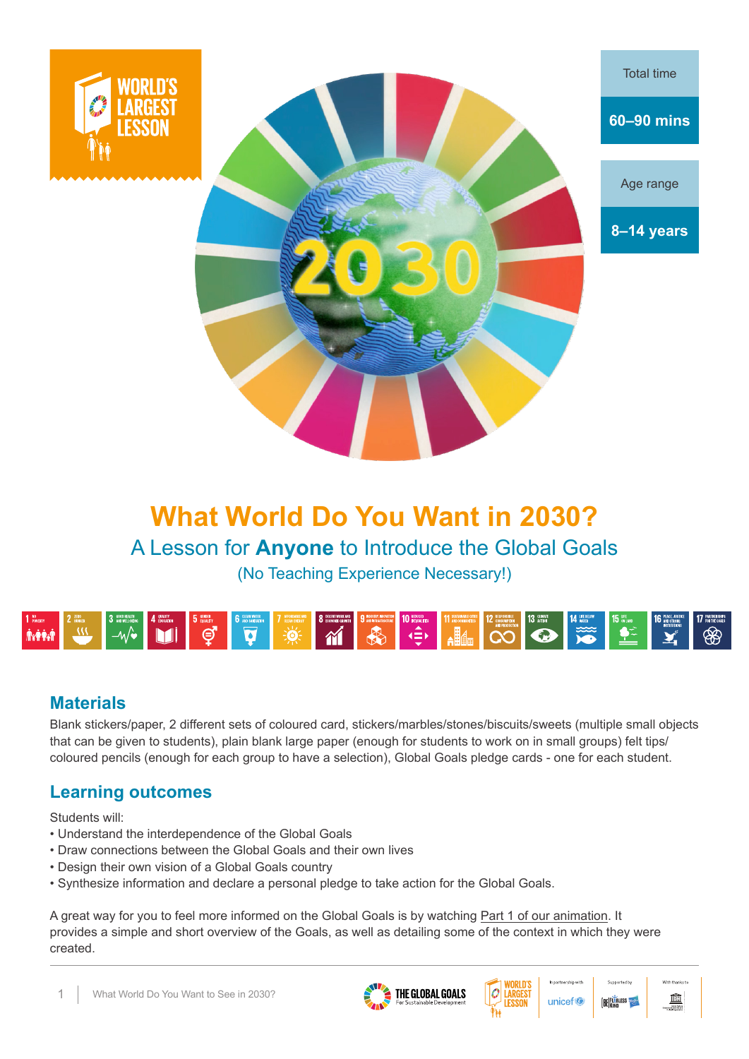WORLD'S LARGEST LESSON

Total time

**60–90 mins**

Age range

**8–14 years**

# What World Do You Want in 2030?

## A Lesson for **Anyone** to Introduce the Global Goals

(No Teaching Experience Necessary!)

## Materials

Blank stickers/paper, 2 different sets of coloured card, stickers/marbles/stones/biscuits/sweets (multiple small objects that can be given to students), plain blank large paper (enough for students to work on in small groups) felt tips/ coloured pencils (enough for each group to have a selection), Global Goals pledge cards - one for each student.

## Learning outcomes

Students will:

- Understand the interdependence of the Global Goals
- Draw connections between the Global Goals and their own lives
- Design their own vision of a Global Goals country
- Synthesize information and declare a personal pledge to take action for the Global Goals.

A great way for you to feel more informed on the Global Goals is by watching Part 1 of our animation. It provides a simple and short overview of the Goals, as well as detailing some of the context in which they were created.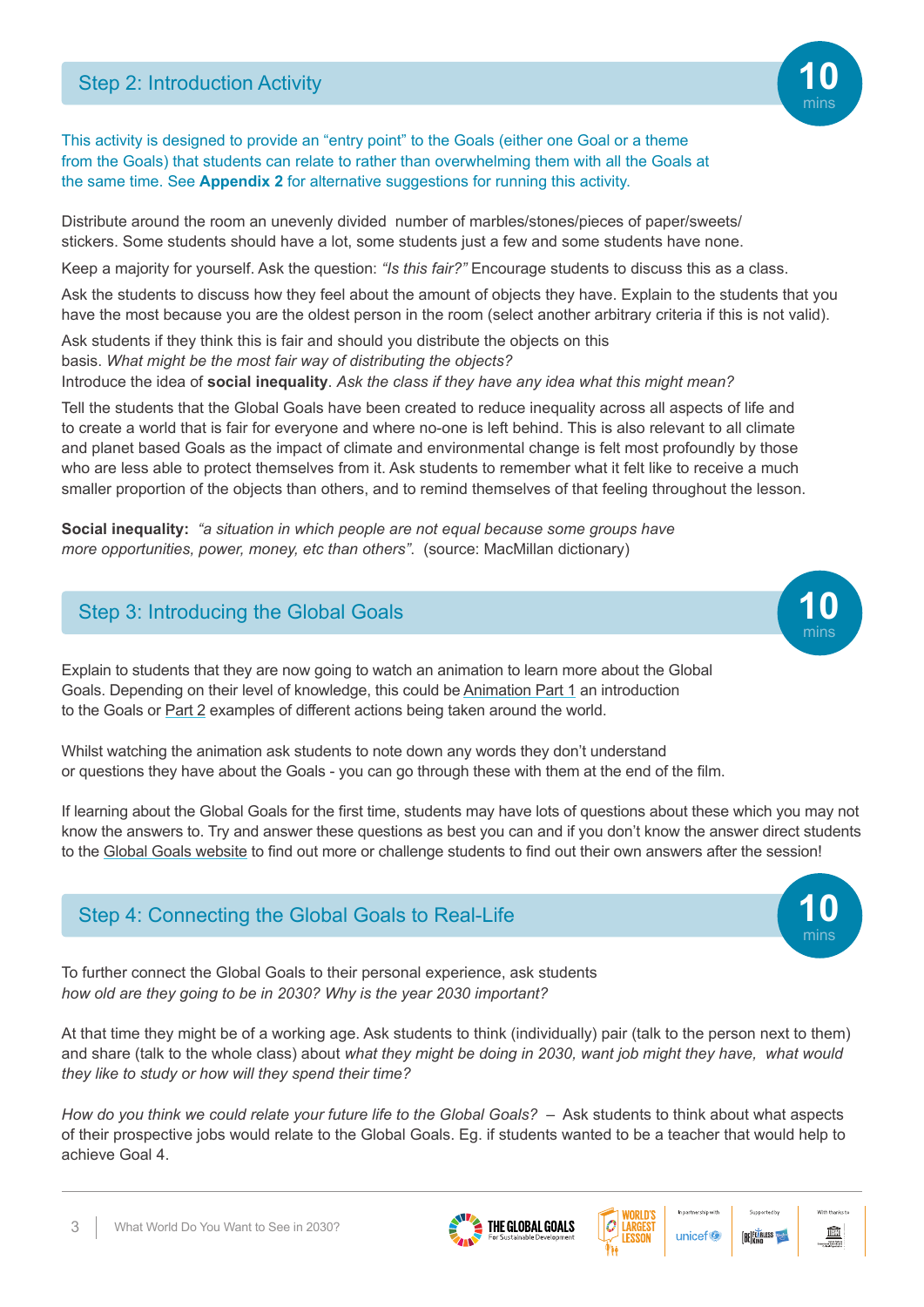## Step 2: Introduction Activity

**10 mins**

This activity is designed to provide an "entry point" to the Goals (either one Goal or a theme from the Goals) that students can relate to rather than overwhelming them with all the Goals at the same time. See **Appendix 2** for alternative suggestions for running this activity.

Distribute around the room an unevenly divided number of marbles/stones/pieces of paper/sweets/stickers. Some students should have a lot, some students just a few and some students have none.

Keep a majority for yourself. Ask the question: *"Is this fair?"* Encourage students to discuss this as a class.

Ask the students to discuss how they feel about the amount of objects they have. Explain to the students that you have the most because you are the oldest person in the room (select another arbitrary criteria if this is not valid).

Ask students if they think this is fair and should you distribute the objects on this basis. *What might be the most fair way of distributing the objects?*
Introduce the idea of **social inequality**. *Ask the class if they have any idea what this might mean?*

Tell the students that the Global Goals have been created to reduce inequality across all aspects of life and to create a world that is fair for everyone and where no-one is left behind. This is also relevant to all climate and planet based Goals as the impact of climate and environmental change is felt most profoundly by those who are less able to protect themselves from it. Ask students to remember what it felt like to receive a much smaller proportion of the objects than others, and to remind themselves of that feeling throughout the lesson.

**Social inequality:** *"a situation in which people are not equal because some groups have more opportunities, power, money, etc than others".* (source: MacMillan dictionary)

## Step 3: Introducing the Global Goals

**10 mins**

Explain to students that they are now going to watch an animation to learn more about the Global Goals. Depending on their level of knowledge, this could be Animation Part 1 an introduction to the Goals or Part 2 examples of different actions being taken around the world.

Whilst watching the animation ask students to note down any words they don't understand or questions they have about the Goals - you can go through these with them at the end of the film.

If learning about the Global Goals for the first time, students may have lots of questions about these which you may not know the answers to. Try and answer these questions as best you can and if you don't know the answer direct students to the Global Goals website to find out more or challenge students to find out their own answers after the session!

## Step 4: Connecting the Global Goals to Real-Life

**10 mins**

To further connect the Global Goals to their personal experience, ask students *how old are they going to be in 2030? Why is the year 2030 important?*

At that time they might be of a working age. Ask students to think (individually) pair (talk to the person next to them) and share (talk to the whole class) about *what they might be doing in 2030, want job might they have, what would they like to study or how will they spend their time?*

*How do you think we could relate your future life to the Global Goals?* – Ask students to think about what aspects of their prospective jobs would relate to the Global Goals. Eg. if students wanted to be a teacher that would help to achieve Goal 4.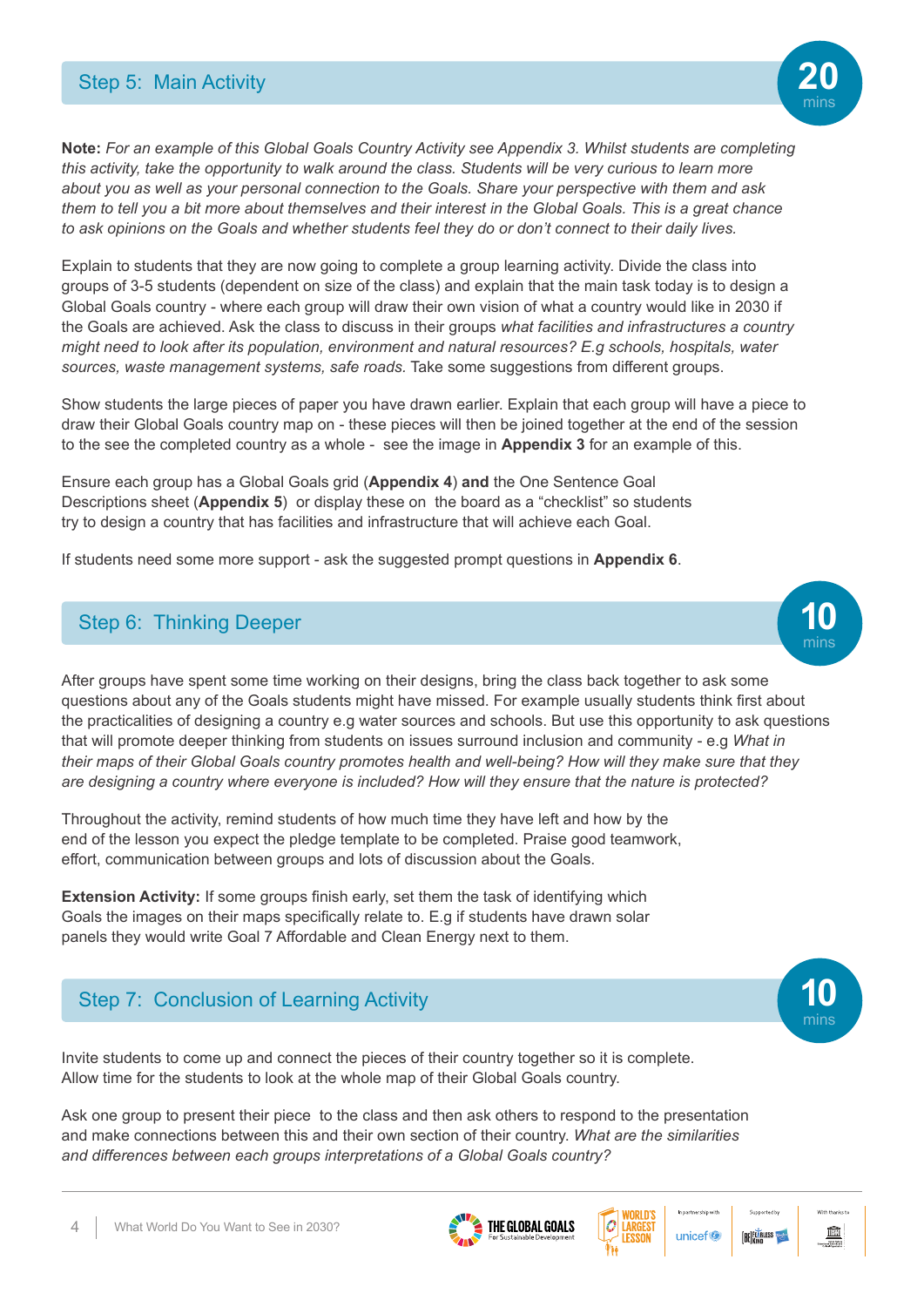## Step 5: Main Activity

20 mins

**Note:** *For an example of this Global Goals Country Activity see Appendix 3. Whilst students are completing this activity, take the opportunity to walk around the class. Students will be very curious to learn more about you as well as your personal connection to the Goals. Share your perspective with them and ask them to tell you a bit more about themselves and their interest in the Global Goals. This is a great chance to ask opinions on the Goals and whether students feel they do or don't connect to their daily lives.*

Explain to students that they are now going to complete a group learning activity. Divide the class into groups of 3-5 students (dependent on size of the class) and explain that the main task today is to design a Global Goals country - where each group will draw their own vision of what a country would like in 2030 if the Goals are achieved. Ask the class to discuss in their groups *what facilities and infrastructures a country might need to look after its population, environment and natural resources? E.g schools, hospitals, water sources, waste management systems, safe roads.* Take some suggestions from different groups.

Show students the large pieces of paper you have drawn earlier. Explain that each group will have a piece to draw their Global Goals country map on - these pieces will then be joined together at the end of the session to the see the completed country as a whole - see the image in **Appendix 3** for an example of this.

Ensure each group has a Global Goals grid (**Appendix 4**) **and** the One Sentence Goal Descriptions sheet (**Appendix 5**) or display these on the board as a "checklist" so students try to design a country that has facilities and infrastructure that will achieve each Goal.

If students need some more support - ask the suggested prompt questions in **Appendix 6**.

## Step 6: Thinking Deeper

10 mins

After groups have spent some time working on their designs, bring the class back together to ask some questions about any of the Goals students might have missed. For example usually students think first about the practicalities of designing a country e.g water sources and schools. But use this opportunity to ask questions that will promote deeper thinking from students on issues surround inclusion and community - e.g *What in their maps of their Global Goals country promotes health and well-being? How will they make sure that they are designing a country where everyone is included? How will they ensure that the nature is protected?*

Throughout the activity, remind students of how much time they have left and how by the end of the lesson you expect the pledge template to be completed. Praise good teamwork, effort, communication between groups and lots of discussion about the Goals.

**Extension Activity:** If some groups finish early, set them the task of identifying which Goals the images on their maps specifically relate to. E.g if students have drawn solar panels they would write Goal 7 Affordable and Clean Energy next to them.

## Step 7: Conclusion of Learning Activity

10 mins

Invite students to come up and connect the pieces of their country together so it is complete. Allow time for the students to look at the whole map of their Global Goals country.

Ask one group to present their piece to the class and then ask others to respond to the presentation and make connections between this and their own section of their country. *What are the similarities and differences between each groups interpretations of a Global Goals country?*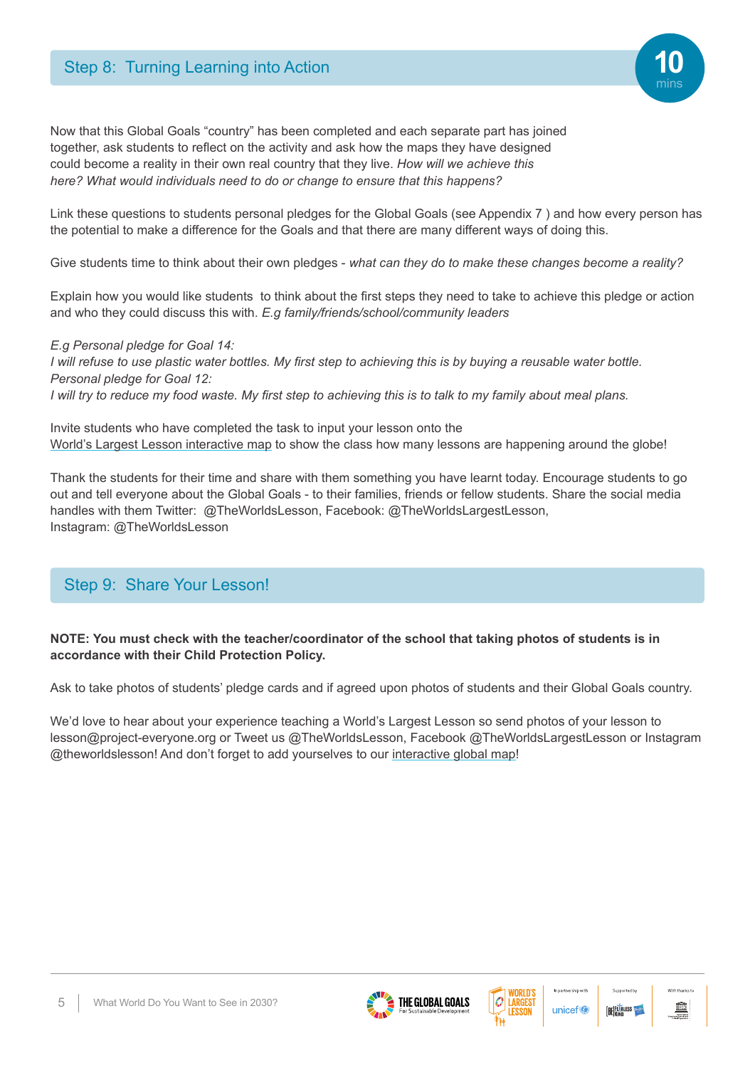## Step 8: Turning Learning into Action

10 mins

Now that this Global Goals "country" has been completed and each separate part has joined together, ask students to reflect on the activity and ask how the maps they have designed could become a reality in their own real country that they live. *How will we achieve this here? What would individuals need to do or change to ensure that this happens?*

Link these questions to students personal pledges for the Global Goals (see Appendix 7 ) and how every person has the potential to make a difference for the Goals and that there are many different ways of doing this.

Give students time to think about their own pledges - *what can they do to make these changes become a reality?*

Explain how you would like students to think about the first steps they need to take to achieve this pledge or action and who they could discuss this with. *E.g family/friends/school/community leaders*

*E.g Personal pledge for Goal 14:*
*I will refuse to use plastic water bottles. My first step to achieving this is by buying a reusable water bottle.*
*Personal pledge for Goal 12:*
*I will try to reduce my food waste. My first step to achieving this is to talk to my family about meal plans.*

Invite students who have completed the task to input your lesson onto the World's Largest Lesson interactive map to show the class how many lessons are happening around the globe!

Thank the students for their time and share with them something you have learnt today. Encourage students to go out and tell everyone about the Global Goals - to their families, friends or fellow students. Share the social media handles with them Twitter: @TheWorldsLesson, Facebook: @TheWorldsLargestLesson, Instagram: @TheWorldsLesson

## Step 9: Share Your Lesson!

**NOTE: You must check with the teacher/coordinator of the school that taking photos of students is in accordance with their Child Protection Policy.**

Ask to take photos of students' pledge cards and if agreed upon photos of students and their Global Goals country.

We'd love to hear about your experience teaching a World's Largest Lesson so send photos of your lesson to lesson@project-everyone.org or Tweet us @TheWorldsLesson, Facebook @TheWorldsLargestLesson or Instagram @theworldslesson! And don't forget to add yourselves to our interactive global map!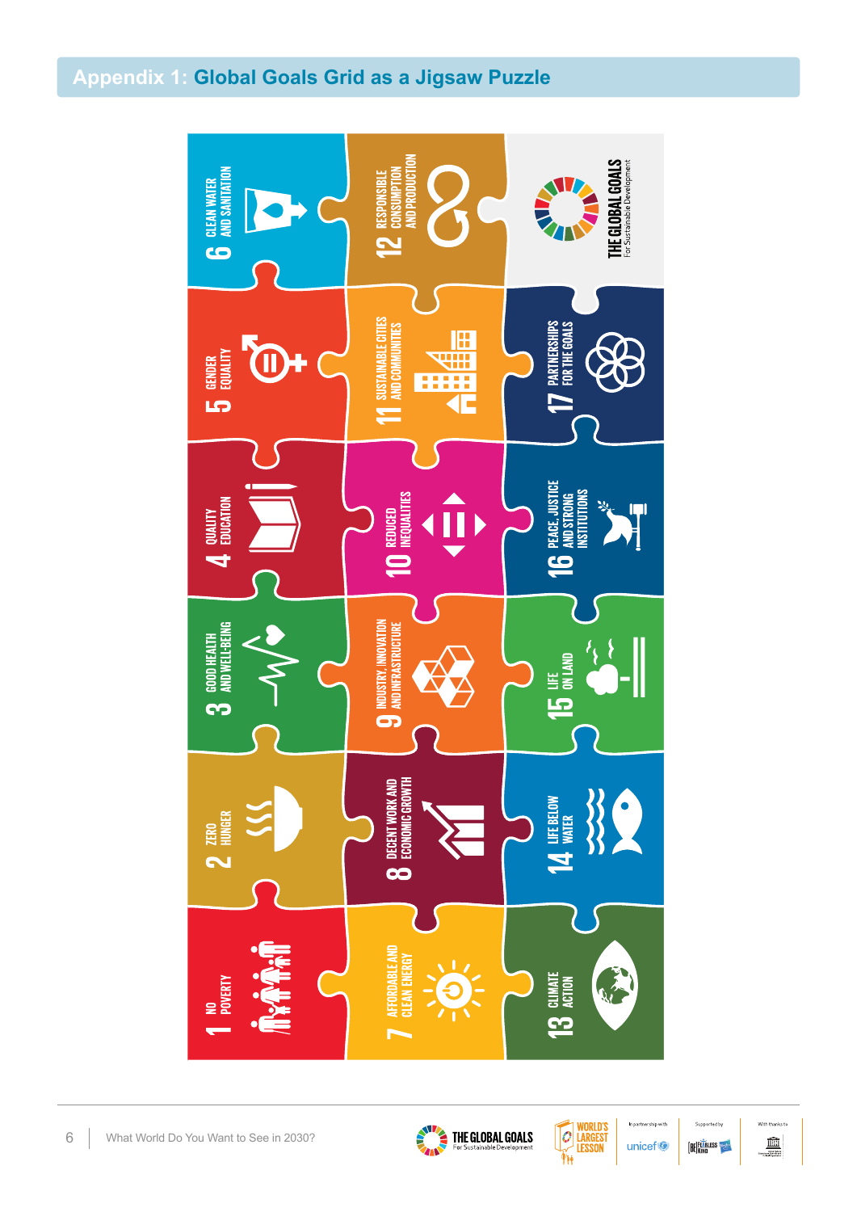## Appendix 1: Global Goals Grid as a Jigsaw Puzzle

6 CLEAN WATER AND SANITATION

12 RESPONSIBLE CONSUMPTION AND PRODUCTION

THE GLOBAL GOALS For Sustainable Development

5 GENDER EQUALITY

11 SUSTAINABLE CITIES AND COMMUNITIES

17 PARTNERSHIPS FOR THE GOALS

4 QUALITY EDUCATION

10 REDUCED INEQUALITIES

16 PEACE, JUSTICE AND STRONG INSTITUTIONS

3 GOOD HEALTH AND WELL-BEING

9 INDUSTRY, INNOVATION AND INFRASTRUCTURE

15 LIFE ON LAND

2 ZERO HUNGER

8 DECENT WORK AND ECONOMIC GROWTH

14 LIFE BELOW WATER

1 NO POVERTY

7 AFFORDABLE AND CLEAN ENERGY

13 CLIMATE ACTION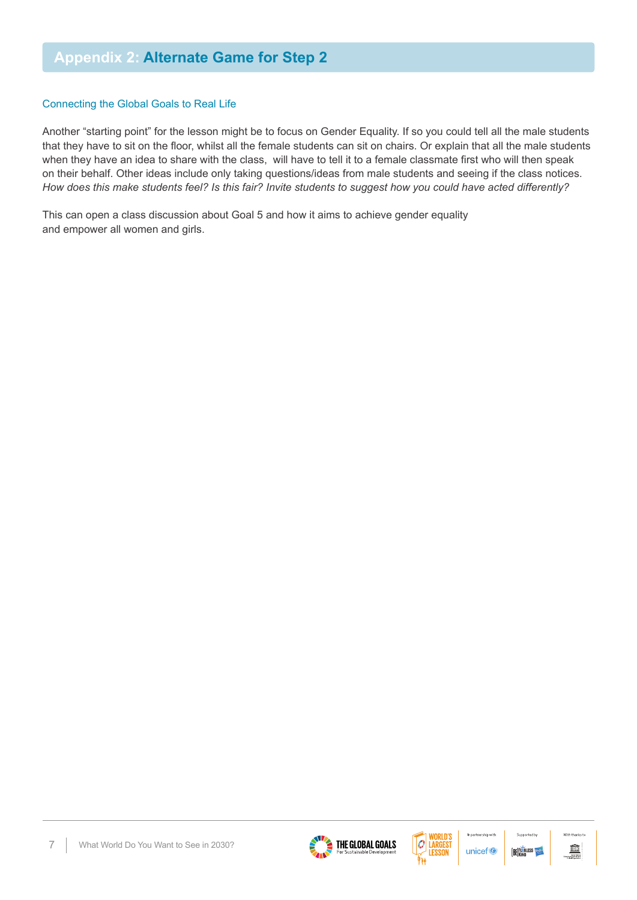# Appendix 2: Alternate Game for Step 2

## Connecting the Global Goals to Real Life

Another "starting point" for the lesson might be to focus on Gender Equality. If so you could tell all the male students that they have to sit on the floor, whilst all the female students can sit on chairs. Or explain that all the male students when they have an idea to share with the class, will have to tell it to a female classmate first who will then speak on their behalf. Other ideas include only taking questions/ideas from male students and seeing if the class notices. *How does this make students feel? Is this fair? Invite students to suggest how you could have acted differently?*

This can open a class discussion about Goal 5 and how it aims to achieve gender equality and empower all women and girls.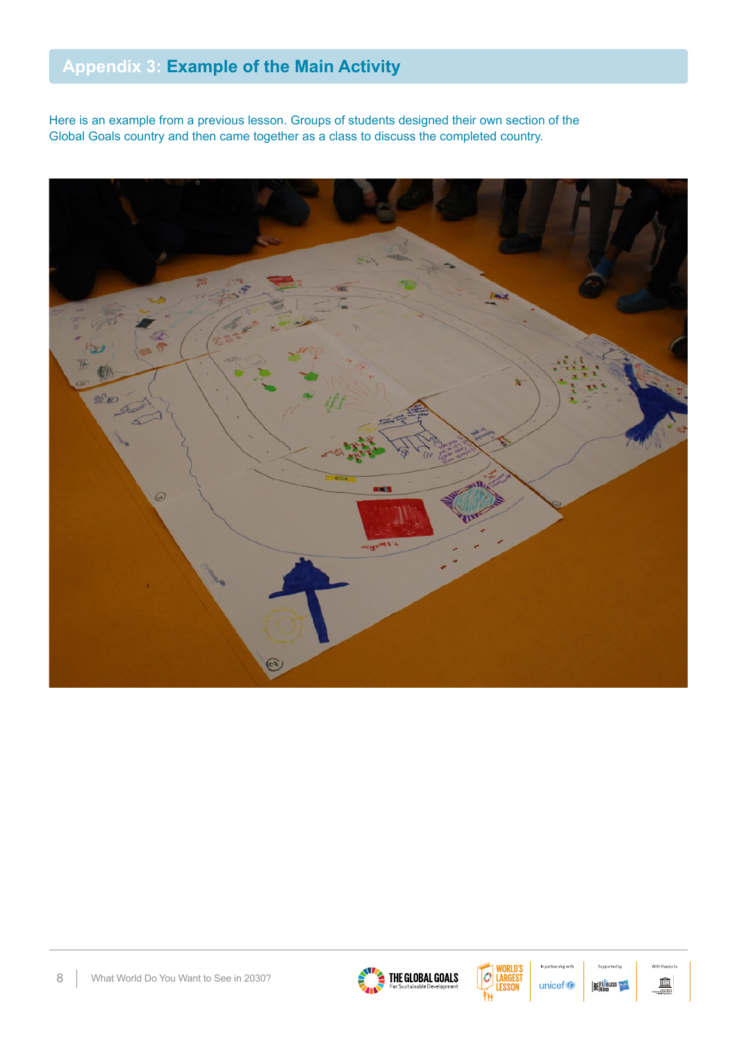## Appendix 3: Example of the Main Activity

Here is an example from a previous lesson. Groups of students designed their own section of the Global Goals country and then came together as a class to discuss the completed country.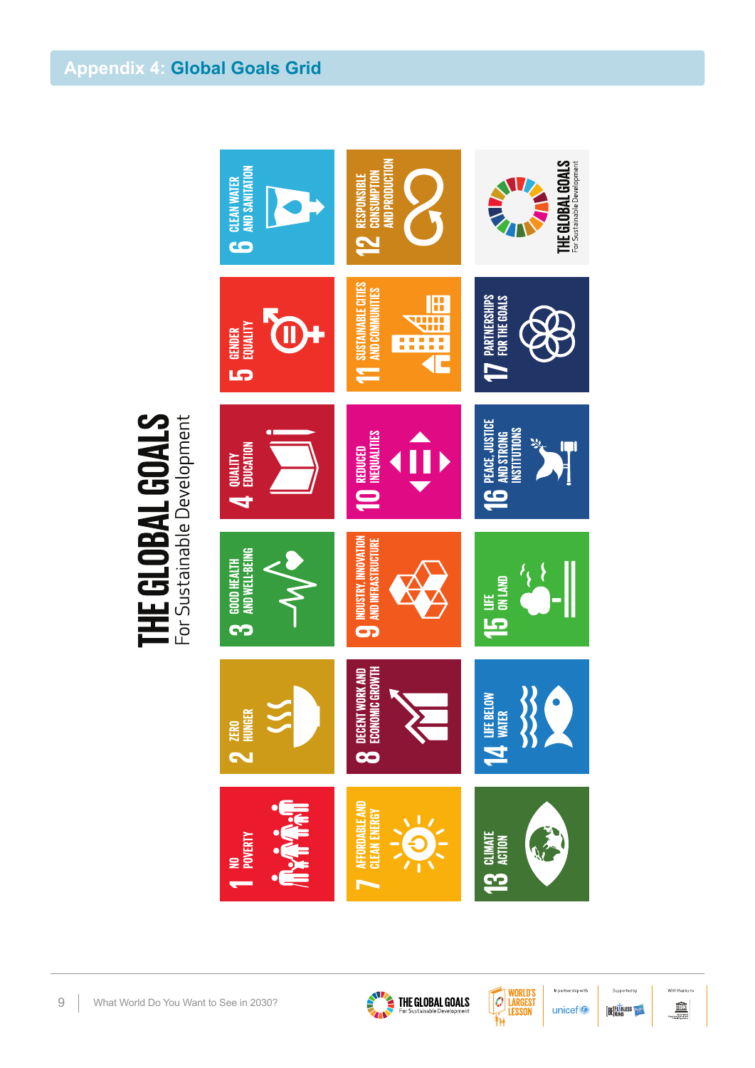## Appendix 4: Global Goals Grid

# THE GLOBAL GOALS
For Sustainable Development

1 NO POVERTY

2 ZERO HUNGER

3 GOOD HEALTH AND WELL-BEING

4 QUALITY EDUCATION

5 GENDER EQUALITY

6 CLEAN WATER AND SANITATION

7 AFFORDABLE AND CLEAN ENERGY

8 DECENT WORK AND ECONOMIC GROWTH

9 INDUSTRY, INNOVATION AND INFRASTRUCTURE

10 REDUCED INEQUALITIES

11 SUSTAINABLE CITIES AND COMMUNITIES

12 RESPONSIBLE CONSUMPTION AND PRODUCTION

13 CLIMATE ACTION

14 LIFE BELOW WATER

15 LIFE ON LAND

16 PEACE, JUSTICE AND STRONG INSTITUTIONS

17 PARTNERSHIPS FOR THE GOALS

THE GLOBAL GOALS For Sustainable Development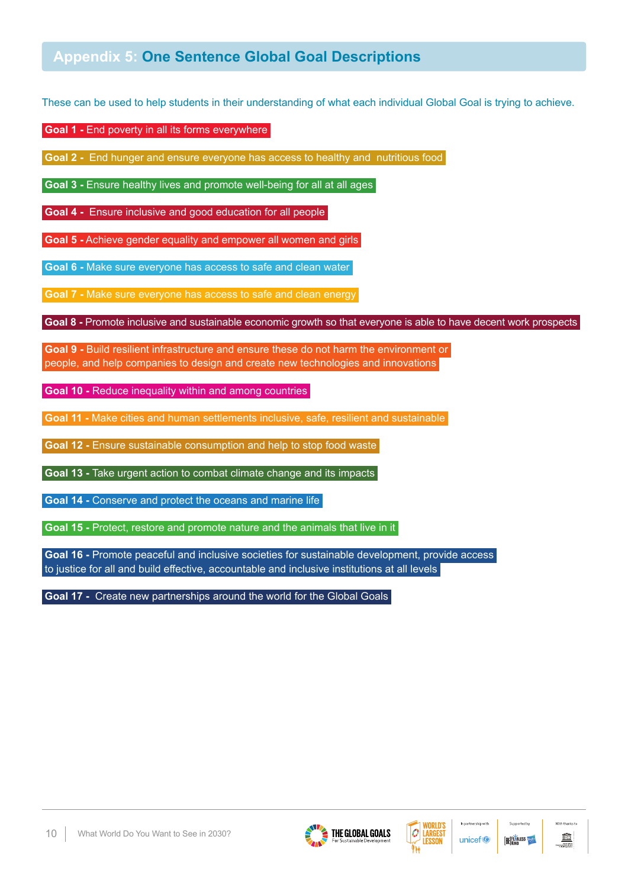## Appendix 5: One Sentence Global Goal Descriptions

These can be used to help students in their understanding of what each individual Global Goal is trying to achieve.

**Goal 1 -** End poverty in all its forms everywhere

**Goal 2 -** End hunger and ensure everyone has access to healthy and nutritious food

**Goal 3 -** Ensure healthy lives and promote well-being for all at all ages

**Goal 4 -** Ensure inclusive and good education for all people

**Goal 5 -** Achieve gender equality and empower all women and girls

**Goal 6 -** Make sure everyone has access to safe and clean water

**Goal 7 -** Make sure everyone has access to safe and clean energy

**Goal 8 -** Promote inclusive and sustainable economic growth so that everyone is able to have decent work prospects

**Goal 9 -** Build resilient infrastructure and ensure these do not harm the environment or people, and help companies to design and create new technologies and innovations

**Goal 10 -** Reduce inequality within and among countries

**Goal 11 -** Make cities and human settlements inclusive, safe, resilient and sustainable

**Goal 12 -** Ensure sustainable consumption and help to stop food waste

**Goal 13 -** Take urgent action to combat climate change and its impacts

**Goal 14 -** Conserve and protect the oceans and marine life

**Goal 15 -** Protect, restore and promote nature and the animals that live in it

**Goal 16 -** Promote peaceful and inclusive societies for sustainable development, provide access to justice for all and build effective, accountable and inclusive institutions at all levels

**Goal 17 -** Create new partnerships around the world for the Global Goals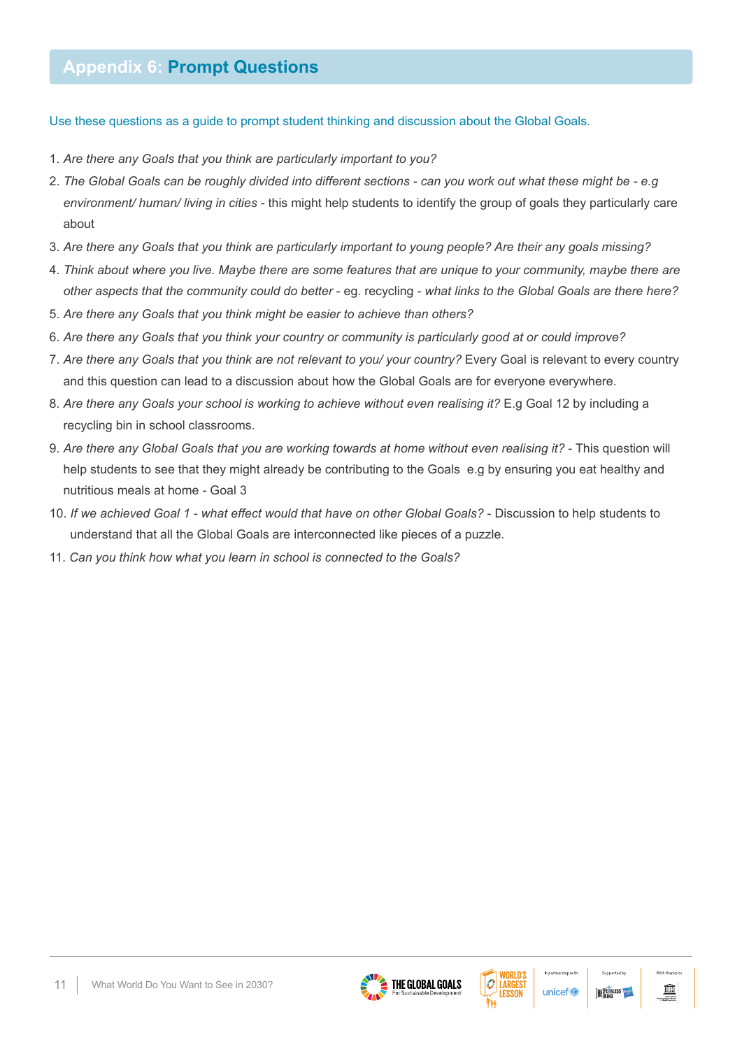## Appendix 6: Prompt Questions

Use these questions as a guide to prompt student thinking and discussion about the Global Goals.

1. *Are there any Goals that you think are particularly important to you?*
2. *The Global Goals can be roughly divided into different sections - can you work out what these might be - e.g environment/ human/ living in cities* - this might help students to identify the group of goals they particularly care about
3. *Are there any Goals that you think are particularly important to young people? Are their any goals missing?*
4. *Think about where you live. Maybe there are some features that are unique to your community, maybe there are other aspects that the community could do better* - eg. recycling - *what links to the Global Goals are there here?*
5. *Are there any Goals that you think might be easier to achieve than others?*
6. *Are there any Goals that you think your country or community is particularly good at or could improve?*
7. *Are there any Goals that you think are not relevant to you/ your country?* Every Goal is relevant to every country and this question can lead to a discussion about how the Global Goals are for everyone everywhere.
8. *Are there any Goals your school is working to achieve without even realising it?* E.g Goal 12 by including a recycling bin in school classrooms.
9. *Are there any Global Goals that you are working towards at home without even realising it?* - This question will help students to see that they might already be contributing to the Goals e.g by ensuring you eat healthy and nutritious meals at home - Goal 3
10. *If we achieved Goal 1 - what effect would that have on other Global Goals?* - Discussion to help students to understand that all the Global Goals are interconnected like pieces of a puzzle.
11. *Can you think how what you learn in school is connected to the Goals?*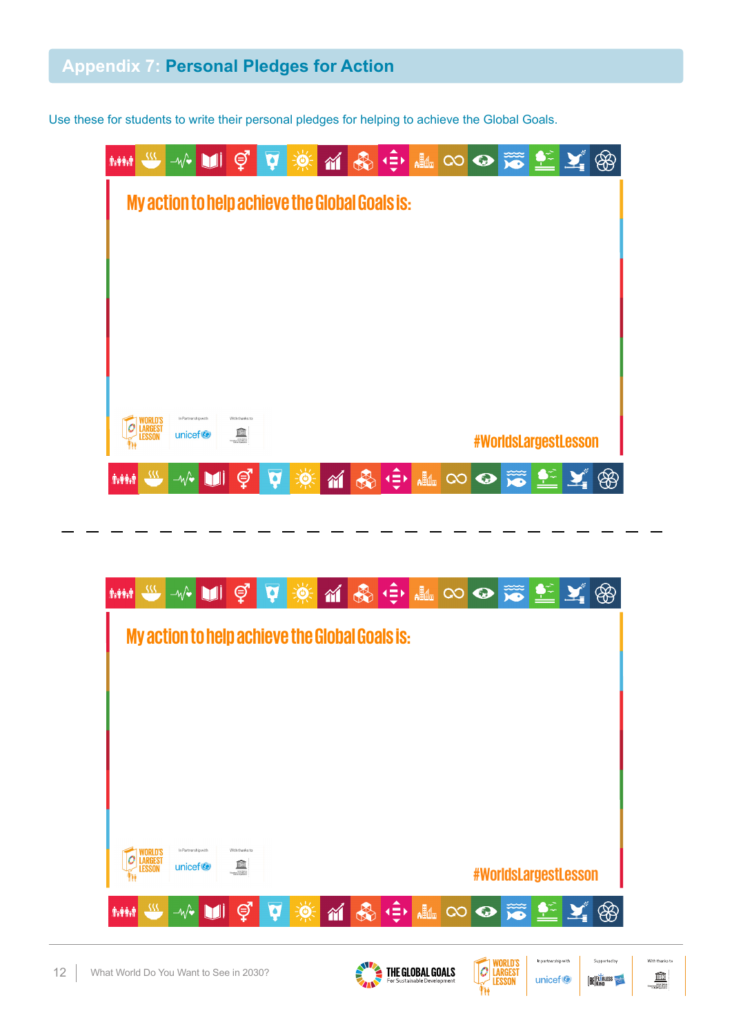## Appendix 7: Personal Pledges for Action

Use these for students to write their personal pledges for helping to achieve the Global Goals.

My action to help achieve the Global Goals is:

WORLD'S LARGEST LESSON

In Partnership with unicef

With thanks to

#WorldsLargestLesson

---

My action to help achieve the Global Goals is:

WORLD'S LARGEST LESSON

In Partnership with unicef

With thanks to

#WorldsLargestLesson